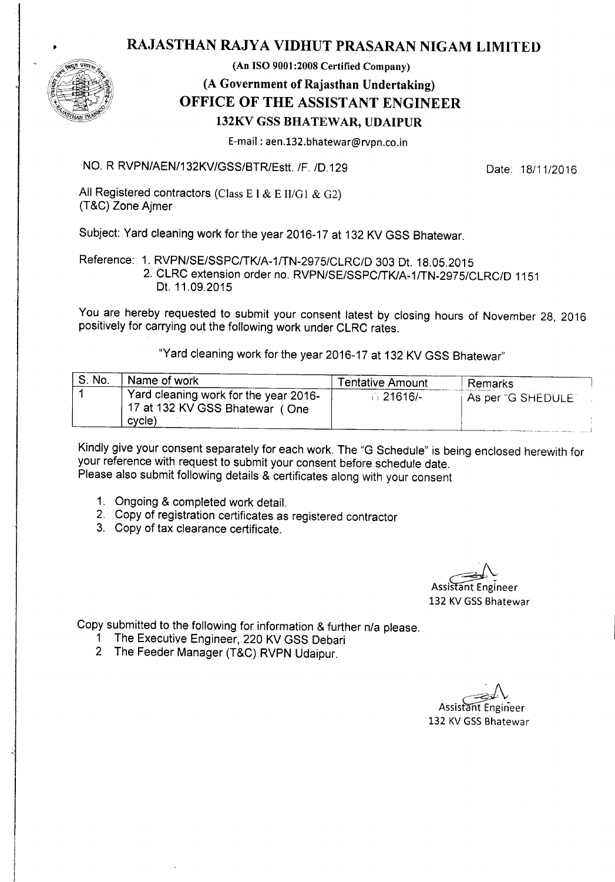# RAJASTHAN RAJYA VIDHUT PRASARAN NIGAM LIMITED

**(An ISO 9001:2008 Certified Company)**

**(A Government of Rajasthan Undertaking)**

## OFFICE OF THE ASSISTANT ENGINEER

**132KV GSS BHATEWAR, UDAIPUR**

E-mail : aen.132.bhatewar@rvpn.co.in

NO. R RVPN/AEN/132KV/GSS/BTR/Estt. /F. /D.129 Date: 18/11/2016

All Registered contractors (Class E I & E II/G1 & G2)
(T&C) Zone Ajmer

Subject: Yard cleaning work for the year 2016-17 at 132 KV GSS Bhatewar.

Reference: 1. RVPN/SE/SSPC/TK/A-1/TN-2975/CLRC/D 303 Dt. 18.05.2015
2. CLRC extension order no. RVPN/SE/SSPC/TK/A-1/TN-2975/CLRC/D 1151 Dt. 11.09.2015

You are hereby requested to submit your consent latest by closing hours of November 28, 2016 positively for carrying out the following work under CLRC rates.

"Yard cleaning work for the year 2016-17 at 132 KV GSS Bhatewar"

| S. No. | Name of work | Tentative Amount | Remarks |
|---|---|---|---|
| 1 | Yard cleaning work for the year 2016-17 at 132 KV GSS Bhatewar ( One cycle) | 21616/- | As per "G SHEDULE" |

Kindly give your consent separately for each work. The "G Schedule" is being enclosed herewith for your reference with request to submit your consent before schedule date.
Please also submit following details & certificates along with your consent

1. Ongoing & completed work detail.
2. Copy of registration certificates as registered contractor
3. Copy of tax clearance certificate.

Assistant Engineer
132 KV GSS Bhatewar

Copy submitted to the following for information & further n/a please.

1 The Executive Engineer, 220 KV GSS Debari
2 The Feeder Manager (T&C) RVPN Udaipur.

Assistant Engineer
132 KV GSS Bhatewar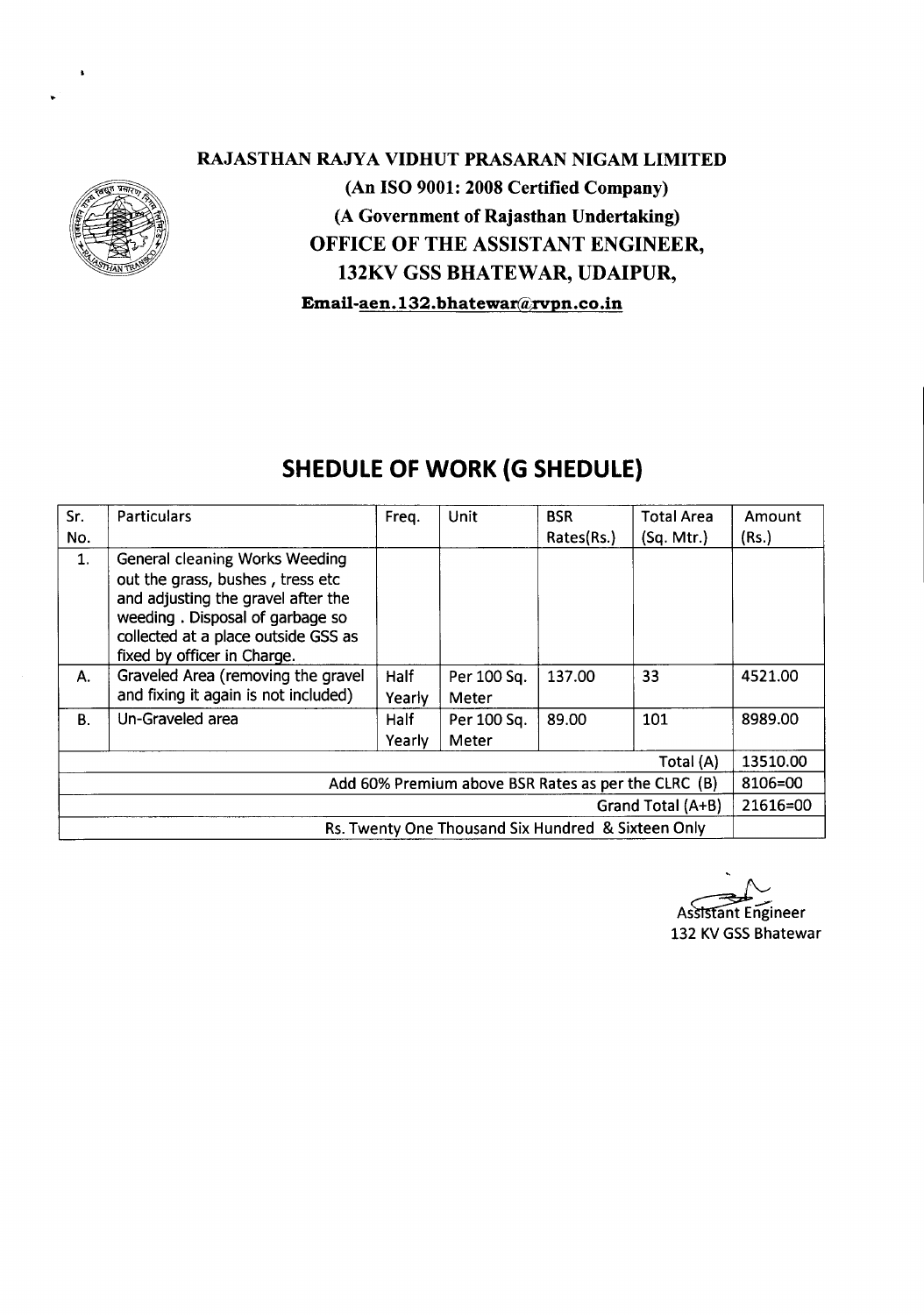**RAJASTHAN RAJYA VIDHUT PRASARAN NIGAM LIMITED**

**(An ISO 9001: 2008 Certified Company)**

**(A Government of Rajasthan Undertaking)**

**OFFICE OF THE ASSISTANT ENGINEER,**

**132KV GSS BHATEWAR, UDAIPUR,**

**Email-aen.132.bhatewar@rvpn.co.in**

# SHEDULE OF WORK (G SHEDULE)

| Sr. No. | Particulars | Freq. | Unit | BSR Rates(Rs.) | Total Area (Sq. Mtr.) | Amount (Rs.) |
|---|---|---|---|---|---|---|
| 1. | General cleaning Works Weeding out the grass, bushes , tress etc and adjusting the gravel after the weeding . Disposal of garbage so collected at a place outside GSS as fixed by officer in Charge. | | | | | |
| A. | Graveled Area (removing the gravel and fixing it again is not included) | Half Yearly | Per 100 Sq. Meter | 137.00 | 33 | 4521.00 |
| B. | Un-Graveled area | Half Yearly | Per 100 Sq. Meter | 89.00 | 101 | 8989.00 |
| | | | | | Total (A) | 13510.00 |
| | Add 60% Premium above BSR Rates as per the CLRC (B) | | | | | 8106=00 |
| | | | | | Grand Total (A+B) | 21616=00 |
| | Rs. Twenty One Thousand Six Hundred & Sixteen Only | | | | | |

Assistant Engineer
132 KV GSS Bhatewar